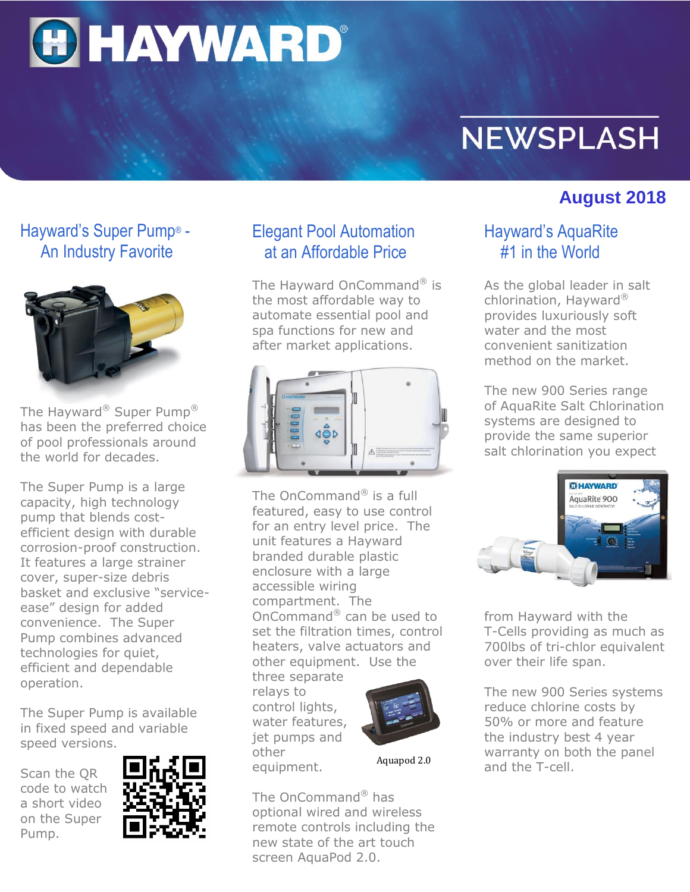# HAYWARD®

# NEWSPLASH

**August 2018**

## Hayward's Super Pump® - An Industry Favorite

The Hayward® Super Pump® has been the preferred choice of pool professionals around the world for decades.

The Super Pump is a large capacity, high technology pump that blends cost-efficient design with durable corrosion-proof construction. It features a large strainer cover, super-size debris basket and exclusive "service-ease" design for added convenience. The Super Pump combines advanced technologies for quiet, efficient and dependable operation.

The Super Pump is available in fixed speed and variable speed versions.

Scan the QR code to watch a short video on the Super Pump.

## Elegant Pool Automation at an Affordable Price

The Hayward OnCommand® is the most affordable way to automate essential pool and spa functions for new and after market applications.

The OnCommand® is a full featured, easy to use control for an entry level price. The unit features a Hayward branded durable plastic enclosure with a large accessible wiring compartment. The OnCommand® can be used to set the filtration times, control heaters, valve actuators and other equipment. Use the three separate relays to control lights, water features, jet pumps and other equipment.

Aquapod 2.0

The OnCommand® has optional wired and wireless remote controls including the new state of the art touch screen AquaPod 2.0.

## Hayward's AquaRite #1 in the World

As the global leader in salt chlorination, Hayward® provides luxuriously soft water and the most convenient sanitization method on the market.

The new 900 Series range of AquaRite Salt Chlorination systems are designed to provide the same superior salt chlorination you expect from Hayward with the T-Cells providing as much as 700lbs of tri-chlor equivalent over their life span.

The new 900 Series systems reduce chlorine costs by 50% or more and feature the industry best 4 year warranty on both the panel and the T-cell.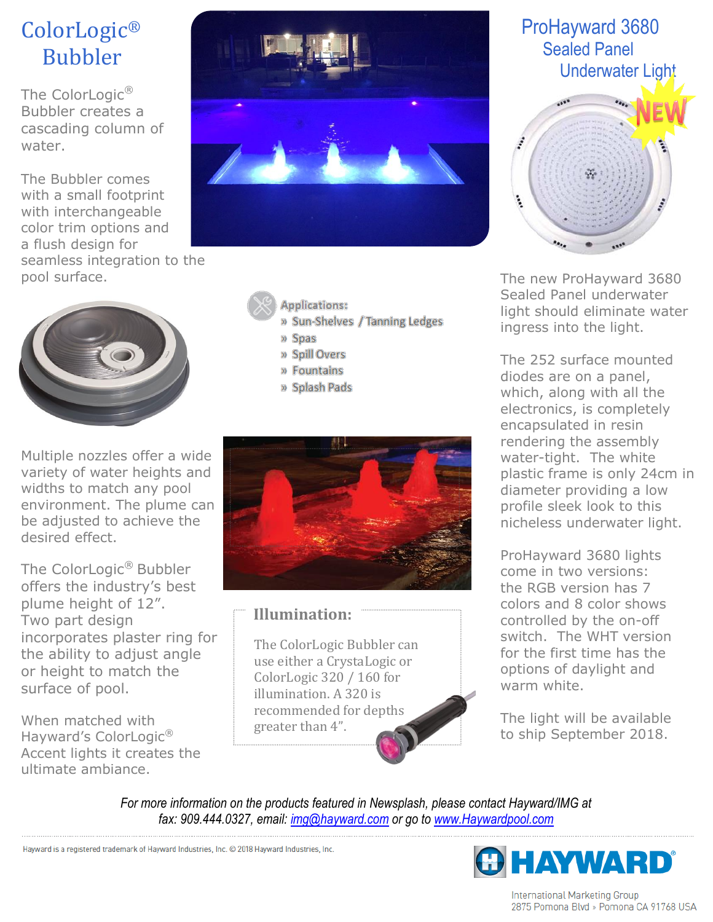# ColorLogic® Bubbler

The ColorLogic® Bubbler creates a cascading column of water.

The Bubbler comes with a small footprint with interchangeable color trim options and a flush design for seamless integration to the pool surface.

**Applications:**

- Sun-Shelves / Tanning Ledges
- Spas
- Spill Overs
- Fountains
- Splash Pads

Multiple nozzles offer a wide variety of water heights and widths to match any pool environment. The plume can be adjusted to achieve the desired effect.

The ColorLogic® Bubbler offers the industry's best plume height of 12". Two part design incorporates plaster ring for the ability to adjust angle or height to match the surface of pool.

When matched with Hayward's ColorLogic® Accent lights it creates the ultimate ambiance.

### Illumination:

The ColorLogic Bubbler can use either a CrystaLogic or ColorLogic 320 / 160 for illumination. A 320 is recommended for depths greater than 4".

# ProHayward 3680 Sealed Panel Underwater Light

NEW

The new ProHayward 3680 Sealed Panel underwater light should eliminate water ingress into the light.

The 252 surface mounted diodes are on a panel, which, along with all the electronics, is completely encapsulated in resin rendering the assembly water-tight. The white plastic frame is only 24cm in diameter providing a low profile sleek look to this nicheless underwater light.

ProHayward 3680 lights come in two versions: the RGB version has 7 colors and 8 color shows controlled by the on-off switch. The WHT version for the first time has the options of daylight and warm white.

The light will be available to ship September 2018.

*For more information on the products featured in Newsplash, please contact Hayward/IMG at fax: 909.444.0327, email: img@hayward.com or go to www.Haywardpool.com*

Hayward is a registered trademark of Hayward Industries, Inc. © 2018 Hayward Industries, Inc.

HAYWARD®

International Marketing Group
2875 Pomona Blvd » Pomona CA 91768 USA